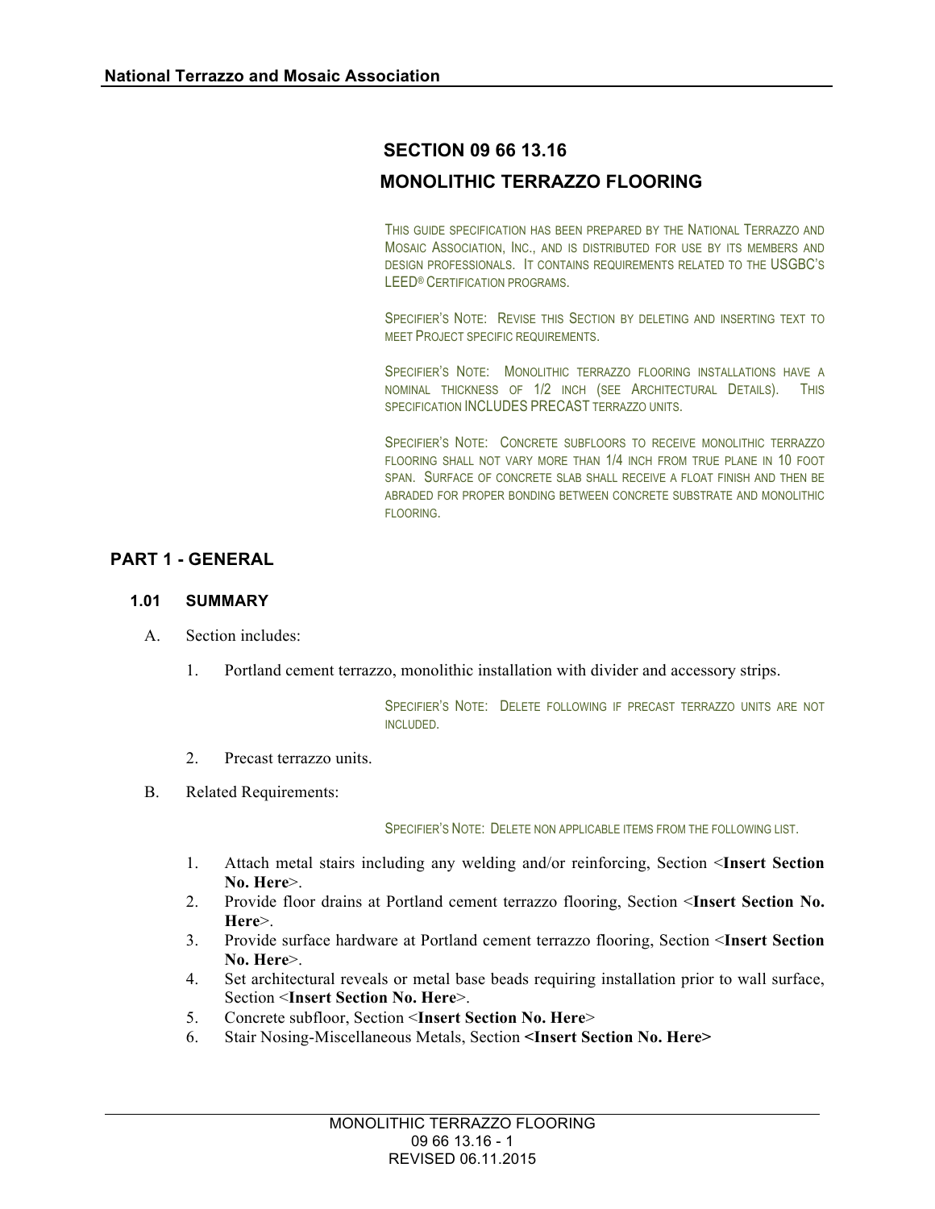# SECTION 09 66 13.16

# MONOLITHIC TERRAZZO FLOORING

THIS GUIDE SPECIFICATION HAS BEEN PREPARED BY THE NATIONAL TERRAZZO AND MOSAIC ASSOCIATION, INC., AND IS DISTRIBUTED FOR USE BY ITS MEMBERS AND DESIGN PROFESSIONALS. IT CONTAINS REQUIREMENTS RELATED TO THE USGBC'S LEED® CERTIFICATION PROGRAMS.

SPECIFIER'S NOTE: REVISE THIS SECTION BY DELETING AND INSERTING TEXT TO MEET PROJECT SPECIFIC REQUIREMENTS.

SPECIFIER'S NOTE: MONOLITHIC TERRAZZO FLOORING INSTALLATIONS HAVE A NOMINAL THICKNESS OF 1/2 INCH (SEE ARCHITECTURAL DETAILS). THIS SPECIFICATION INCLUDES PRECAST TERRAZZO UNITS.

SPECIFIER'S NOTE: CONCRETE SUBFLOORS TO RECEIVE MONOLITHIC TERRAZZO FLOORING SHALL NOT VARY MORE THAN 1/4 INCH FROM TRUE PLANE IN 10 FOOT SPAN. SURFACE OF CONCRETE SLAB SHALL RECEIVE A FLOAT FINISH AND THEN BE ABRADED FOR PROPER BONDING BETWEEN CONCRETE SUBSTRATE AND MONOLITHIC FLOORING.

## PART 1 - GENERAL

### 1.01 SUMMARY

A. Section includes:

1. Portland cement terrazzo, monolithic installation with divider and accessory strips.

SPECIFIER'S NOTE: DELETE FOLLOWING IF PRECAST TERRAZZO UNITS ARE NOT INCLUDED.

2. Precast terrazzo units.

B. Related Requirements:

SPECIFIER'S NOTE: DELETE NON APPLICABLE ITEMS FROM THE FOLLOWING LIST.

1. Attach metal stairs including any welding and/or reinforcing, Section <**Insert Section No. Here**>.
2. Provide floor drains at Portland cement terrazzo flooring, Section <**Insert Section No. Here**>.
3. Provide surface hardware at Portland cement terrazzo flooring, Section <**Insert Section No. Here**>.
4. Set architectural reveals or metal base beads requiring installation prior to wall surface, Section <**Insert Section No. Here**>.
5. Concrete subfloor, Section <**Insert Section No. Here**>
6. Stair Nosing-Miscellaneous Metals, Section **<Insert Section No. Here>**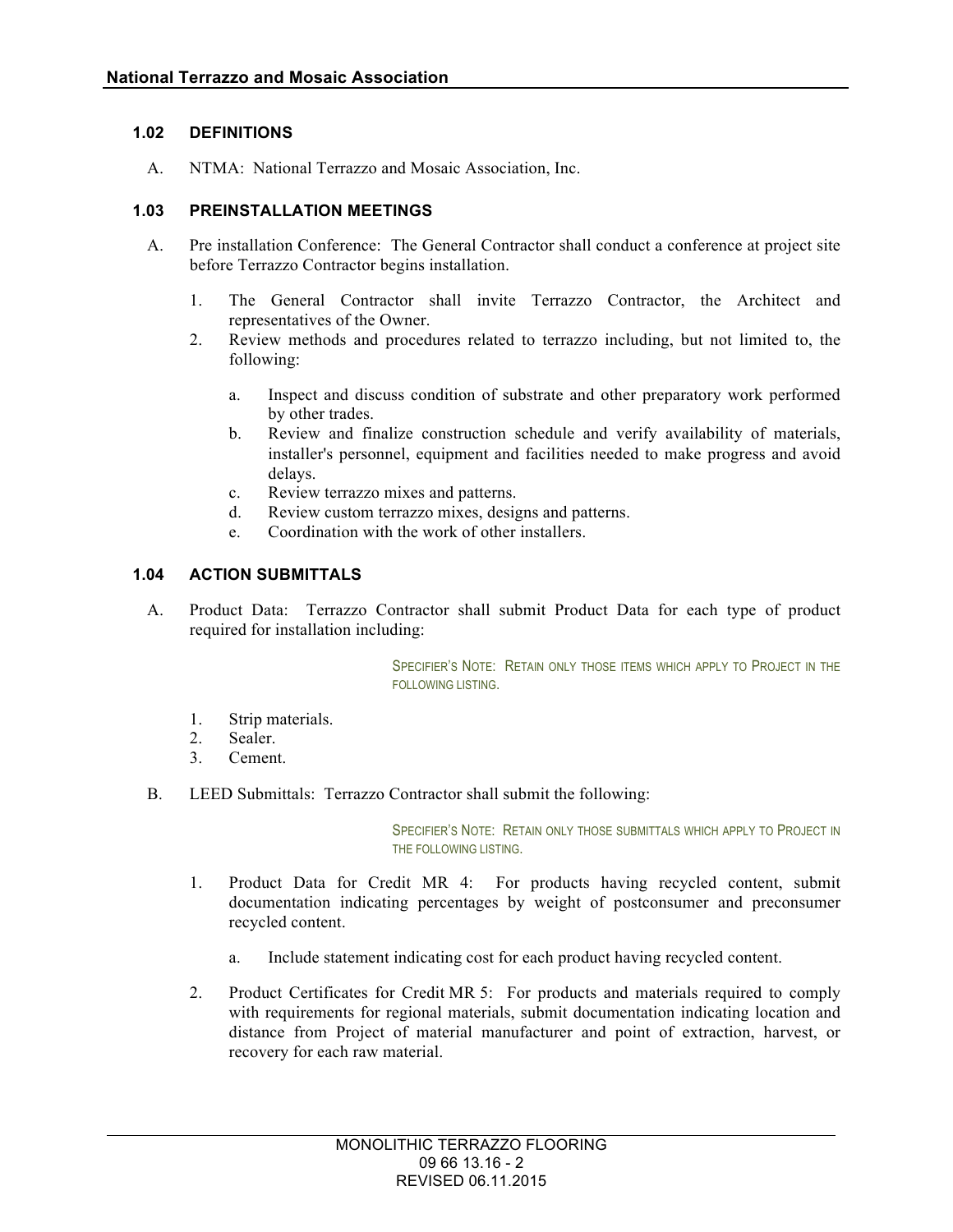### 1.02 DEFINITIONS

A. NTMA: National Terrazzo and Mosaic Association, Inc.

### 1.03 PREINSTALLATION MEETINGS

A. Pre installation Conference: The General Contractor shall conduct a conference at project site before Terrazzo Contractor begins installation.

1. The General Contractor shall invite Terrazzo Contractor, the Architect and representatives of the Owner.
2. Review methods and procedures related to terrazzo including, but not limited to, the following:

    a. Inspect and discuss condition of substrate and other preparatory work performed by other trades.
    b. Review and finalize construction schedule and verify availability of materials, installer's personnel, equipment and facilities needed to make progress and avoid delays.
    c. Review terrazzo mixes and patterns.
    d. Review custom terrazzo mixes, designs and patterns.
    e. Coordination with the work of other installers.

### 1.04 ACTION SUBMITTALS

A. Product Data: Terrazzo Contractor shall submit Product Data for each type of product required for installation including:

> SPECIFIER'S NOTE: RETAIN ONLY THOSE ITEMS WHICH APPLY TO PROJECT IN THE FOLLOWING LISTING.

1. Strip materials.
2. Sealer.
3. Cement.

B. LEED Submittals: Terrazzo Contractor shall submit the following:

> SPECIFIER'S NOTE: RETAIN ONLY THOSE SUBMITTALS WHICH APPLY TO PROJECT IN THE FOLLOWING LISTING.

1. Product Data for Credit MR 4: For products having recycled content, submit documentation indicating percentages by weight of postconsumer and preconsumer recycled content.

    a. Include statement indicating cost for each product having recycled content.

2. Product Certificates for Credit MR 5: For products and materials required to comply with requirements for regional materials, submit documentation indicating location and distance from Project of material manufacturer and point of extraction, harvest, or recovery for each raw material.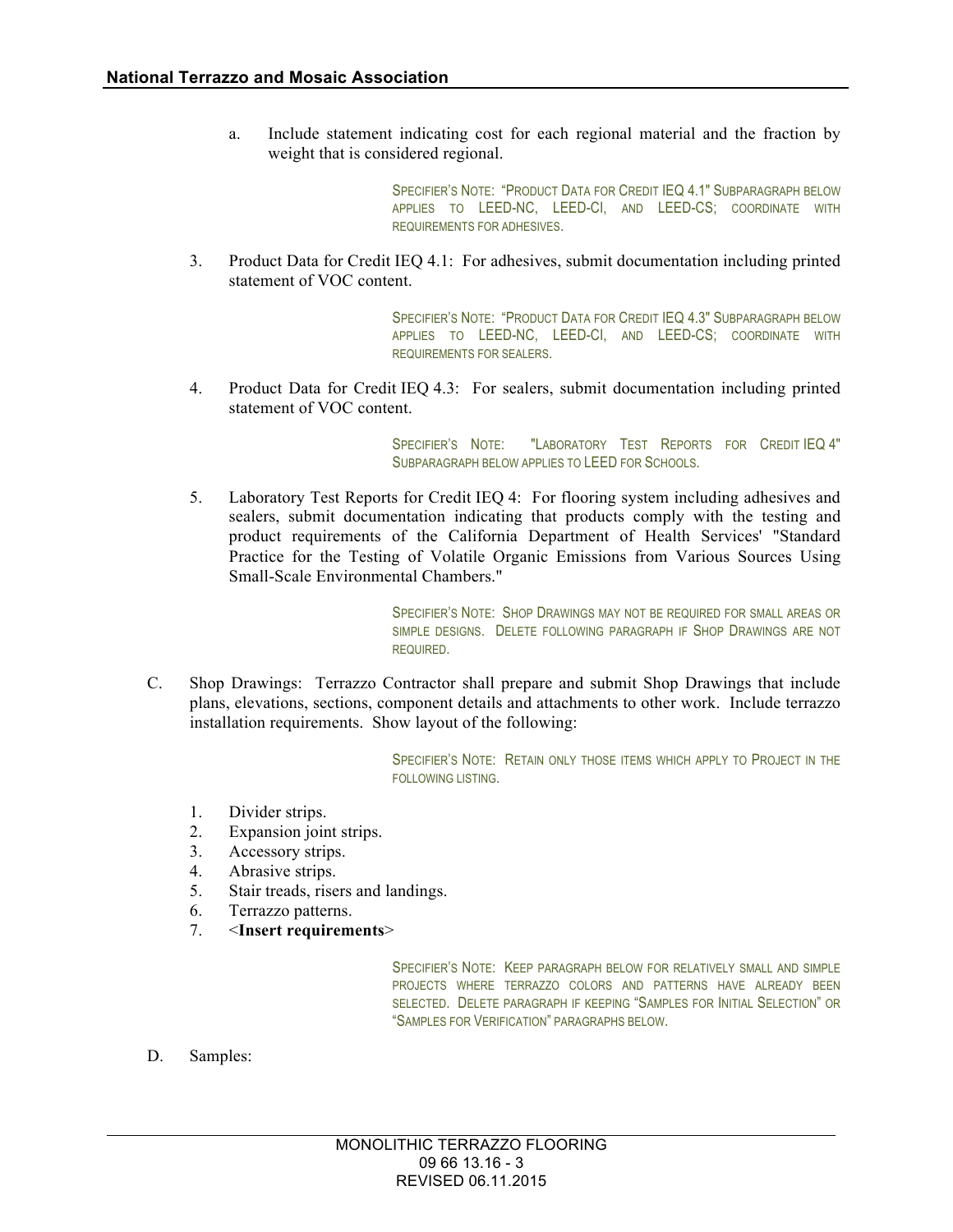a. Include statement indicating cost for each regional material and the fraction by weight that is considered regional.

SPECIFIER'S NOTE: "PRODUCT DATA FOR CREDIT IEQ 4.1" SUBPARAGRAPH BELOW APPLIES TO LEED-NC, LEED-CI, AND LEED-CS; COORDINATE WITH REQUIREMENTS FOR ADHESIVES.

3. Product Data for Credit IEQ 4.1: For adhesives, submit documentation including printed statement of VOC content.

SPECIFIER'S NOTE: "PRODUCT DATA FOR CREDIT IEQ 4.3" SUBPARAGRAPH BELOW APPLIES TO LEED-NC, LEED-CI, AND LEED-CS; COORDINATE WITH REQUIREMENTS FOR SEALERS.

4. Product Data for Credit IEQ 4.3: For sealers, submit documentation including printed statement of VOC content.

SPECIFIER'S NOTE: "LABORATORY TEST REPORTS FOR CREDIT IEQ 4" SUBPARAGRAPH BELOW APPLIES TO LEED FOR SCHOOLS.

5. Laboratory Test Reports for Credit IEQ 4: For flooring system including adhesives and sealers, submit documentation indicating that products comply with the testing and product requirements of the California Department of Health Services' "Standard Practice for the Testing of Volatile Organic Emissions from Various Sources Using Small-Scale Environmental Chambers."

SPECIFIER'S NOTE: SHOP DRAWINGS MAY NOT BE REQUIRED FOR SMALL AREAS OR SIMPLE DESIGNS. DELETE FOLLOWING PARAGRAPH IF SHOP DRAWINGS ARE NOT REQUIRED.

C. Shop Drawings: Terrazzo Contractor shall prepare and submit Shop Drawings that include plans, elevations, sections, component details and attachments to other work. Include terrazzo installation requirements. Show layout of the following:

SPECIFIER'S NOTE: RETAIN ONLY THOSE ITEMS WHICH APPLY TO PROJECT IN THE FOLLOWING LISTING.

1. Divider strips.
2. Expansion joint strips.
3. Accessory strips.
4. Abrasive strips.
5. Stair treads, risers and landings.
6. Terrazzo patterns.
7. <**Insert requirements**>

SPECIFIER'S NOTE: KEEP PARAGRAPH BELOW FOR RELATIVELY SMALL AND SIMPLE PROJECTS WHERE TERRAZZO COLORS AND PATTERNS HAVE ALREADY BEEN SELECTED. DELETE PARAGRAPH IF KEEPING "SAMPLES FOR INITIAL SELECTION" OR "SAMPLES FOR VERIFICATION" PARAGRAPHS BELOW.

D. Samples: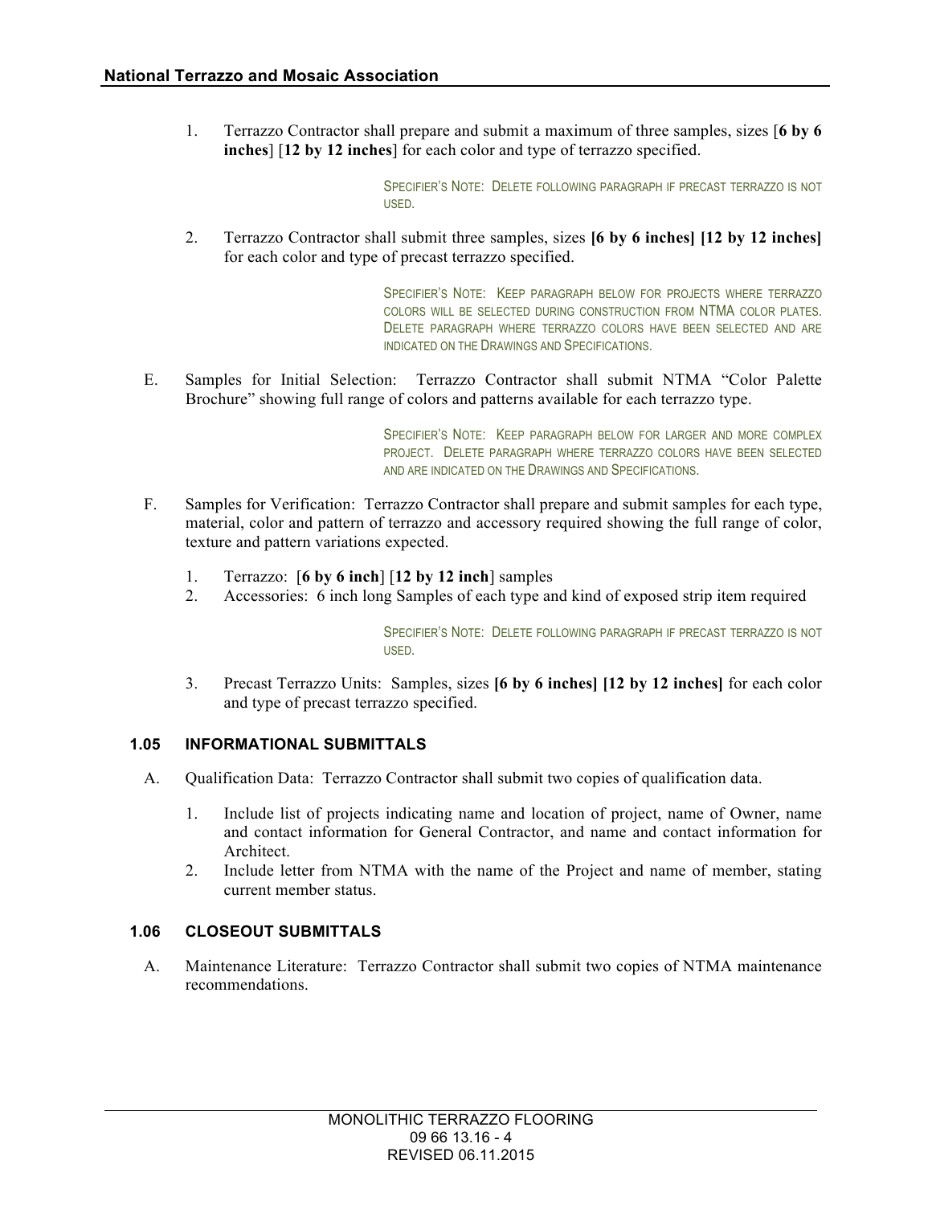1. Terrazzo Contractor shall prepare and submit a maximum of three samples, sizes [**6 by 6 inches**] [**12 by 12 inches**] for each color and type of terrazzo specified.

   SPECIFIER'S NOTE: DELETE FOLLOWING PARAGRAPH IF PRECAST TERRAZZO IS NOT USED.

2. Terrazzo Contractor shall submit three samples, sizes **[6 by 6 inches] [12 by 12 inches]** for each color and type of precast terrazzo specified.

   SPECIFIER'S NOTE: KEEP PARAGRAPH BELOW FOR PROJECTS WHERE TERRAZZO COLORS WILL BE SELECTED DURING CONSTRUCTION FROM NTMA COLOR PLATES. DELETE PARAGRAPH WHERE TERRAZZO COLORS HAVE BEEN SELECTED AND ARE INDICATED ON THE DRAWINGS AND SPECIFICATIONS.

E. Samples for Initial Selection: Terrazzo Contractor shall submit NTMA "Color Palette Brochure" showing full range of colors and patterns available for each terrazzo type.

   SPECIFIER'S NOTE: KEEP PARAGRAPH BELOW FOR LARGER AND MORE COMPLEX PROJECT. DELETE PARAGRAPH WHERE TERRAZZO COLORS HAVE BEEN SELECTED AND ARE INDICATED ON THE DRAWINGS AND SPECIFICATIONS.

F. Samples for Verification: Terrazzo Contractor shall prepare and submit samples for each type, material, color and pattern of terrazzo and accessory required showing the full range of color, texture and pattern variations expected.

   1. Terrazzo: [**6 by 6 inch**] [**12 by 12 inch**] samples
   2. Accessories: 6 inch long Samples of each type and kind of exposed strip item required

      SPECIFIER'S NOTE: DELETE FOLLOWING PARAGRAPH IF PRECAST TERRAZZO IS NOT USED.

   3. Precast Terrazzo Units: Samples, sizes **[6 by 6 inches] [12 by 12 inches]** for each color and type of precast terrazzo specified.

### 1.05 INFORMATIONAL SUBMITTALS

A. Qualification Data: Terrazzo Contractor shall submit two copies of qualification data.

   1. Include list of projects indicating name and location of project, name of Owner, name and contact information for General Contractor, and name and contact information for Architect.
   2. Include letter from NTMA with the name of the Project and name of member, stating current member status.

### 1.06 CLOSEOUT SUBMITTALS

A. Maintenance Literature: Terrazzo Contractor shall submit two copies of NTMA maintenance recommendations.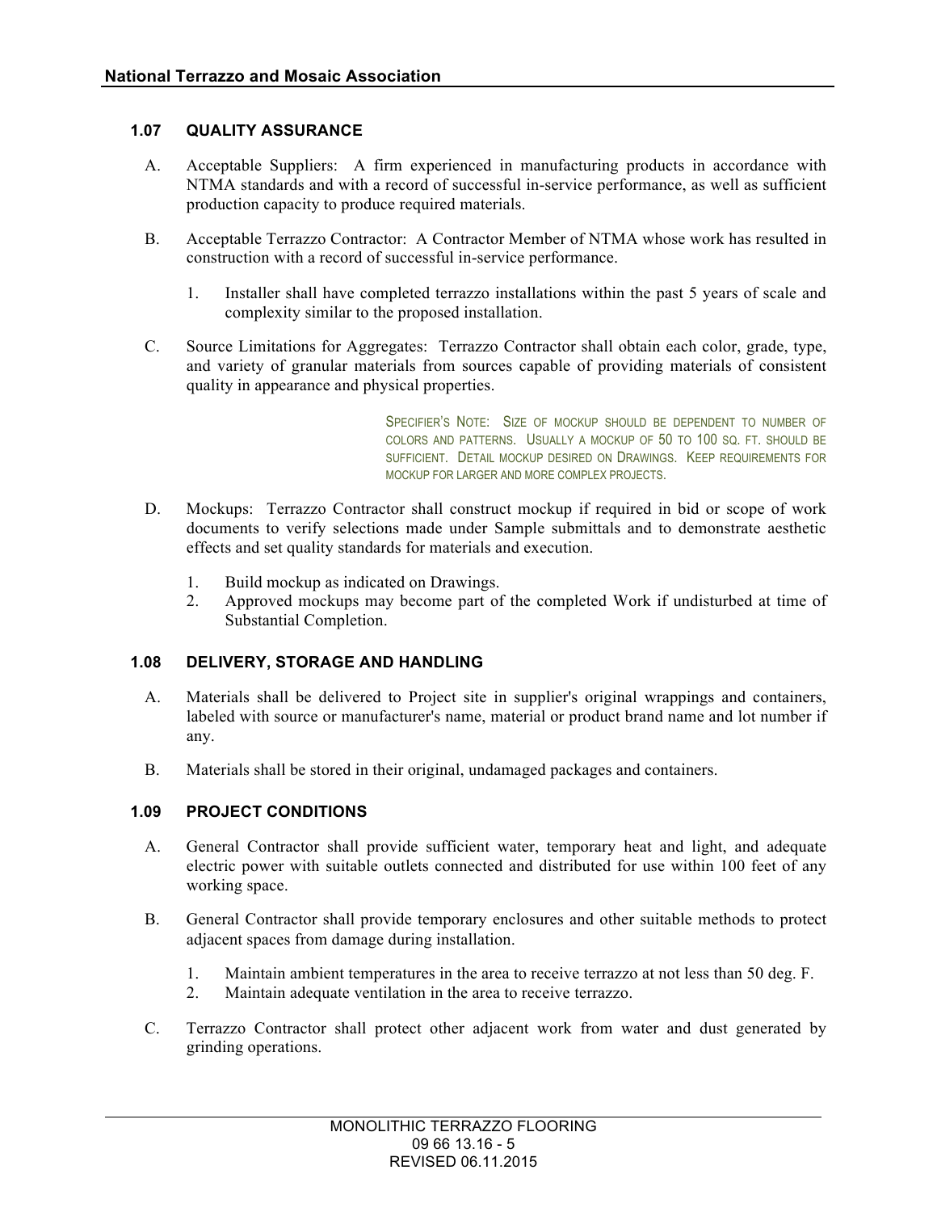### 1.07 QUALITY ASSURANCE

A. Acceptable Suppliers: A firm experienced in manufacturing products in accordance with NTMA standards and with a record of successful in-service performance, as well as sufficient production capacity to produce required materials.

B. Acceptable Terrazzo Contractor: A Contractor Member of NTMA whose work has resulted in construction with a record of successful in-service performance.

   1. Installer shall have completed terrazzo installations within the past 5 years of scale and complexity similar to the proposed installation.

C. Source Limitations for Aggregates: Terrazzo Contractor shall obtain each color, grade, type, and variety of granular materials from sources capable of providing materials of consistent quality in appearance and physical properties.

> SPECIFIER'S NOTE: SIZE OF MOCKUP SHOULD BE DEPENDENT TO NUMBER OF COLORS AND PATTERNS. USUALLY A MOCKUP OF 50 TO 100 SQ. FT. SHOULD BE SUFFICIENT. DETAIL MOCKUP DESIRED ON DRAWINGS. KEEP REQUIREMENTS FOR MOCKUP FOR LARGER AND MORE COMPLEX PROJECTS.

D. Mockups: Terrazzo Contractor shall construct mockup if required in bid or scope of work documents to verify selections made under Sample submittals and to demonstrate aesthetic effects and set quality standards for materials and execution.

   1. Build mockup as indicated on Drawings.
   2. Approved mockups may become part of the completed Work if undisturbed at time of Substantial Completion.

### 1.08 DELIVERY, STORAGE AND HANDLING

A. Materials shall be delivered to Project site in supplier's original wrappings and containers, labeled with source or manufacturer's name, material or product brand name and lot number if any.

B. Materials shall be stored in their original, undamaged packages and containers.

### 1.09 PROJECT CONDITIONS

A. General Contractor shall provide sufficient water, temporary heat and light, and adequate electric power with suitable outlets connected and distributed for use within 100 feet of any working space.

B. General Contractor shall provide temporary enclosures and other suitable methods to protect adjacent spaces from damage during installation.

   1. Maintain ambient temperatures in the area to receive terrazzo at not less than 50 deg. F.
   2. Maintain adequate ventilation in the area to receive terrazzo.

C. Terrazzo Contractor shall protect other adjacent work from water and dust generated by grinding operations.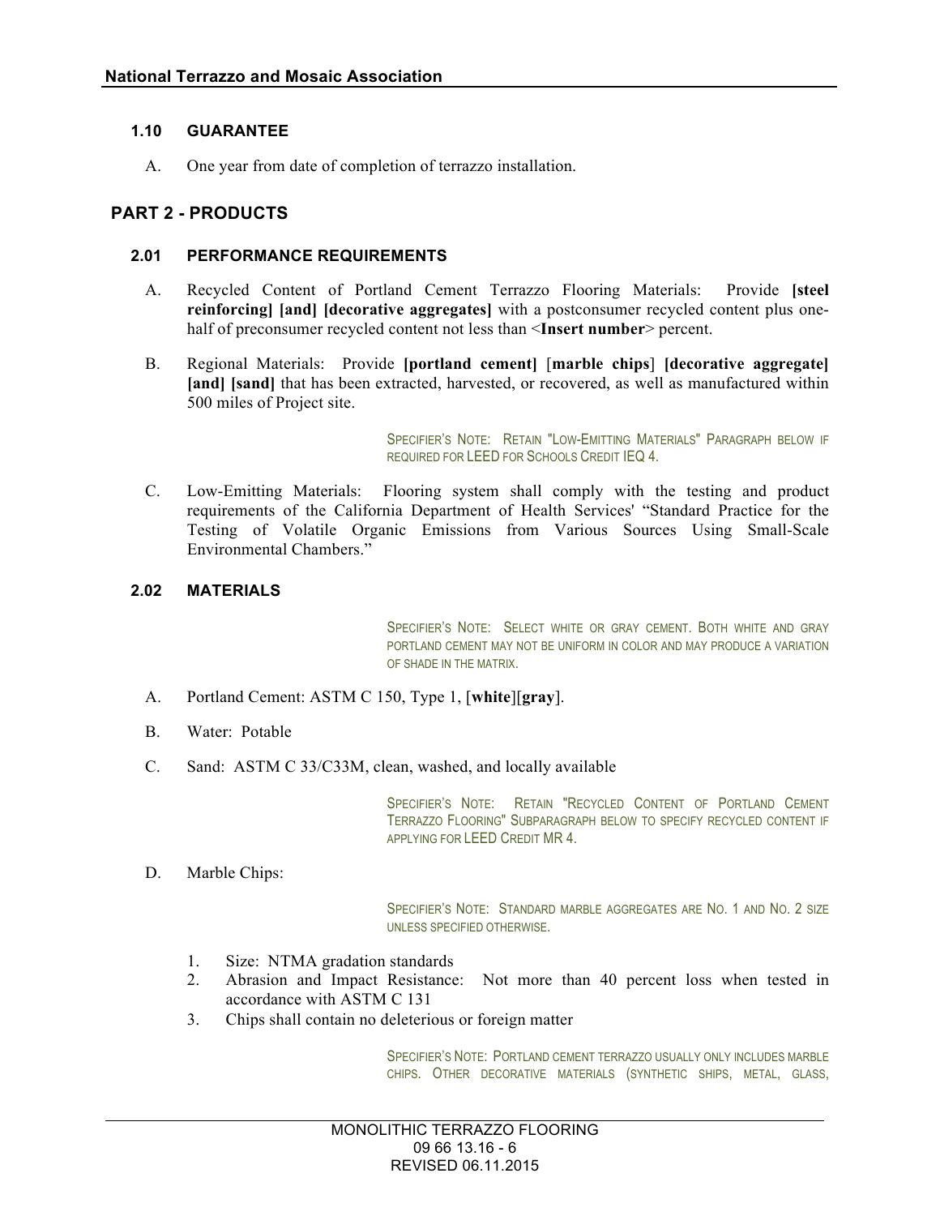### 1.10 GUARANTEE

A. One year from date of completion of terrazzo installation.

## PART 2 - PRODUCTS

### 2.01 PERFORMANCE REQUIREMENTS

A. Recycled Content of Portland Cement Terrazzo Flooring Materials: Provide **[steel reinforcing] [and] [decorative aggregates]** with a postconsumer recycled content plus one-half of preconsumer recycled content not less than <**Insert number**> percent.

B. Regional Materials: Provide **[portland cement]** [**marble chips**] **[decorative aggregate] [and] [sand]** that has been extracted, harvested, or recovered, as well as manufactured within 500 miles of Project site.

SPECIFIER'S NOTE: RETAIN "LOW-EMITTING MATERIALS" PARAGRAPH BELOW IF REQUIRED FOR LEED FOR SCHOOLS CREDIT IEQ 4.

C. Low-Emitting Materials: Flooring system shall comply with the testing and product requirements of the California Department of Health Services' "Standard Practice for the Testing of Volatile Organic Emissions from Various Sources Using Small-Scale Environmental Chambers."

### 2.02 MATERIALS

SPECIFIER'S NOTE: SELECT WHITE OR GRAY CEMENT. BOTH WHITE AND GRAY PORTLAND CEMENT MAY NOT BE UNIFORM IN COLOR AND MAY PRODUCE A VARIATION OF SHADE IN THE MATRIX.

A. Portland Cement: ASTM C 150, Type 1, [**white**][**gray**].

B. Water: Potable

C. Sand: ASTM C 33/C33M, clean, washed, and locally available

SPECIFIER'S NOTE: RETAIN "RECYCLED CONTENT OF PORTLAND CEMENT TERRAZZO FLOORING" SUBPARAGRAPH BELOW TO SPECIFY RECYCLED CONTENT IF APPLYING FOR LEED CREDIT MR 4.

D. Marble Chips:

SPECIFIER'S NOTE: STANDARD MARBLE AGGREGATES ARE NO. 1 AND NO. 2 SIZE UNLESS SPECIFIED OTHERWISE.

1. Size: NTMA gradation standards
2. Abrasion and Impact Resistance: Not more than 40 percent loss when tested in accordance with ASTM C 131
3. Chips shall contain no deleterious or foreign matter

SPECIFIER'S NOTE: PORTLAND CEMENT TERRAZZO USUALLY ONLY INCLUDES MARBLE CHIPS. OTHER DECORATIVE MATERIALS (SYNTHETIC SHIPS, METAL, GLASS,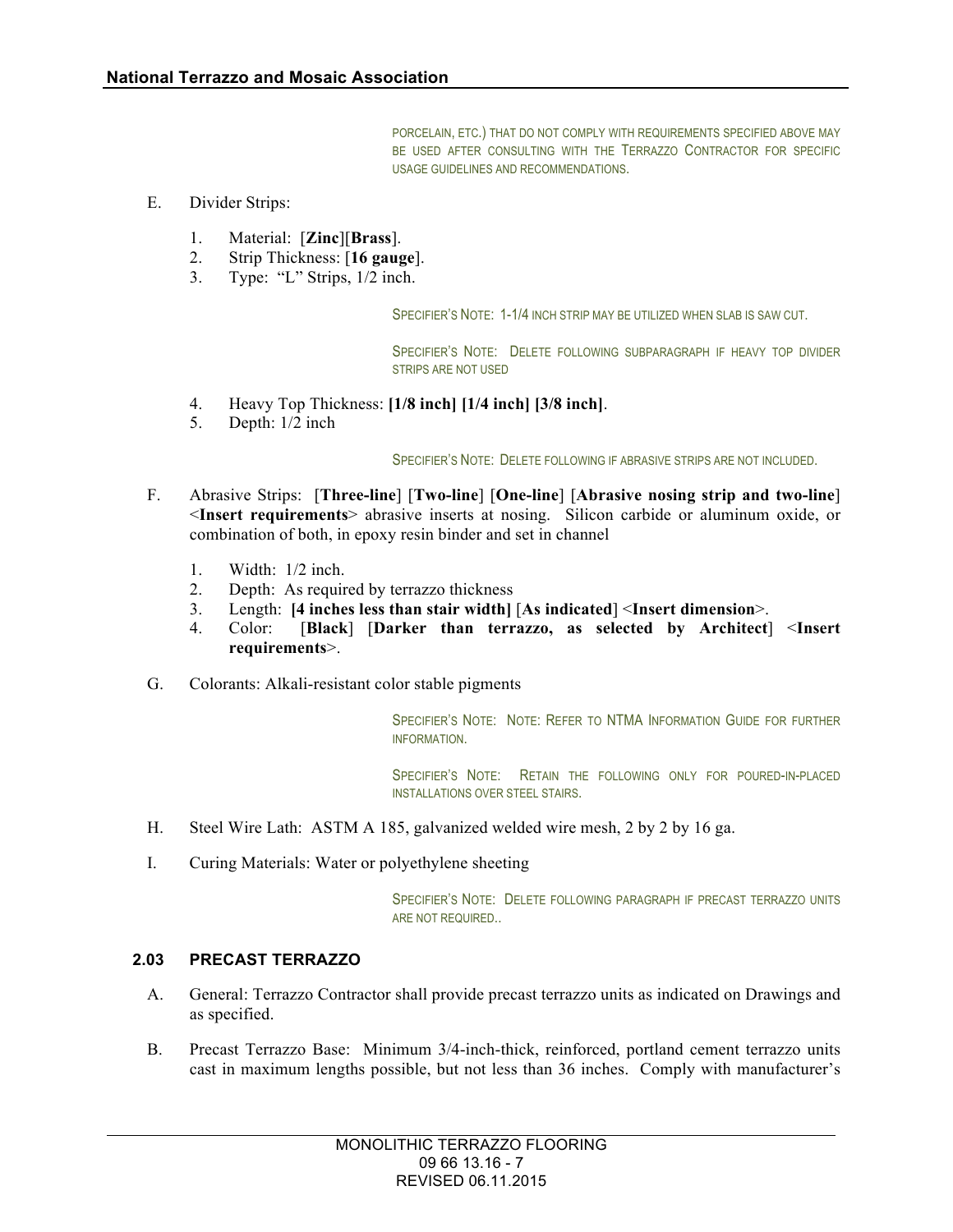PORCELAIN, ETC.) THAT DO NOT COMPLY WITH REQUIREMENTS SPECIFIED ABOVE MAY BE USED AFTER CONSULTING WITH THE TERRAZZO CONTRACTOR FOR SPECIFIC USAGE GUIDELINES AND RECOMMENDATIONS.

E. Divider Strips:

1. Material: [**Zinc**][**Brass**].
2. Strip Thickness: [**16 gauge**].
3. Type: "L" Strips, 1/2 inch.

SPECIFIER'S NOTE: 1-1/4 INCH STRIP MAY BE UTILIZED WHEN SLAB IS SAW CUT.

SPECIFIER'S NOTE: DELETE FOLLOWING SUBPARAGRAPH IF HEAVY TOP DIVIDER STRIPS ARE NOT USED

4. Heavy Top Thickness: **[1/8 inch] [1/4 inch] [3/8 inch]**.
5. Depth: 1/2 inch

SPECIFIER'S NOTE: DELETE FOLLOWING IF ABRASIVE STRIPS ARE NOT INCLUDED.

F. Abrasive Strips: [**Three-line**] [**Two-line**] [**One-line**] [**Abrasive nosing strip and two-line**] <**Insert requirements**> abrasive inserts at nosing. Silicon carbide or aluminum oxide, or combination of both, in epoxy resin binder and set in channel

1. Width: 1/2 inch.
2. Depth: As required by terrazzo thickness
3. Length: **[4 inches less than stair width]** [**As indicated**] <**Insert dimension**>.
4. Color: [**Black**] [**Darker than terrazzo, as selected by Architect**] <**Insert requirements**>.

G. Colorants: Alkali-resistant color stable pigments

SPECIFIER'S NOTE: NOTE: REFER TO NTMA INFORMATION GUIDE FOR FURTHER INFORMATION.

SPECIFIER'S NOTE: RETAIN THE FOLLOWING ONLY FOR POURED-IN-PLACED INSTALLATIONS OVER STEEL STAIRS.

H. Steel Wire Lath: ASTM A 185, galvanized welded wire mesh, 2 by 2 by 16 ga.

I. Curing Materials: Water or polyethylene sheeting

SPECIFIER'S NOTE: DELETE FOLLOWING PARAGRAPH IF PRECAST TERRAZZO UNITS ARE NOT REQUIRED..

### 2.03 PRECAST TERRAZZO

A. General: Terrazzo Contractor shall provide precast terrazzo units as indicated on Drawings and as specified.

B. Precast Terrazzo Base: Minimum 3/4-inch-thick, reinforced, portland cement terrazzo units cast in maximum lengths possible, but not less than 36 inches. Comply with manufacturer's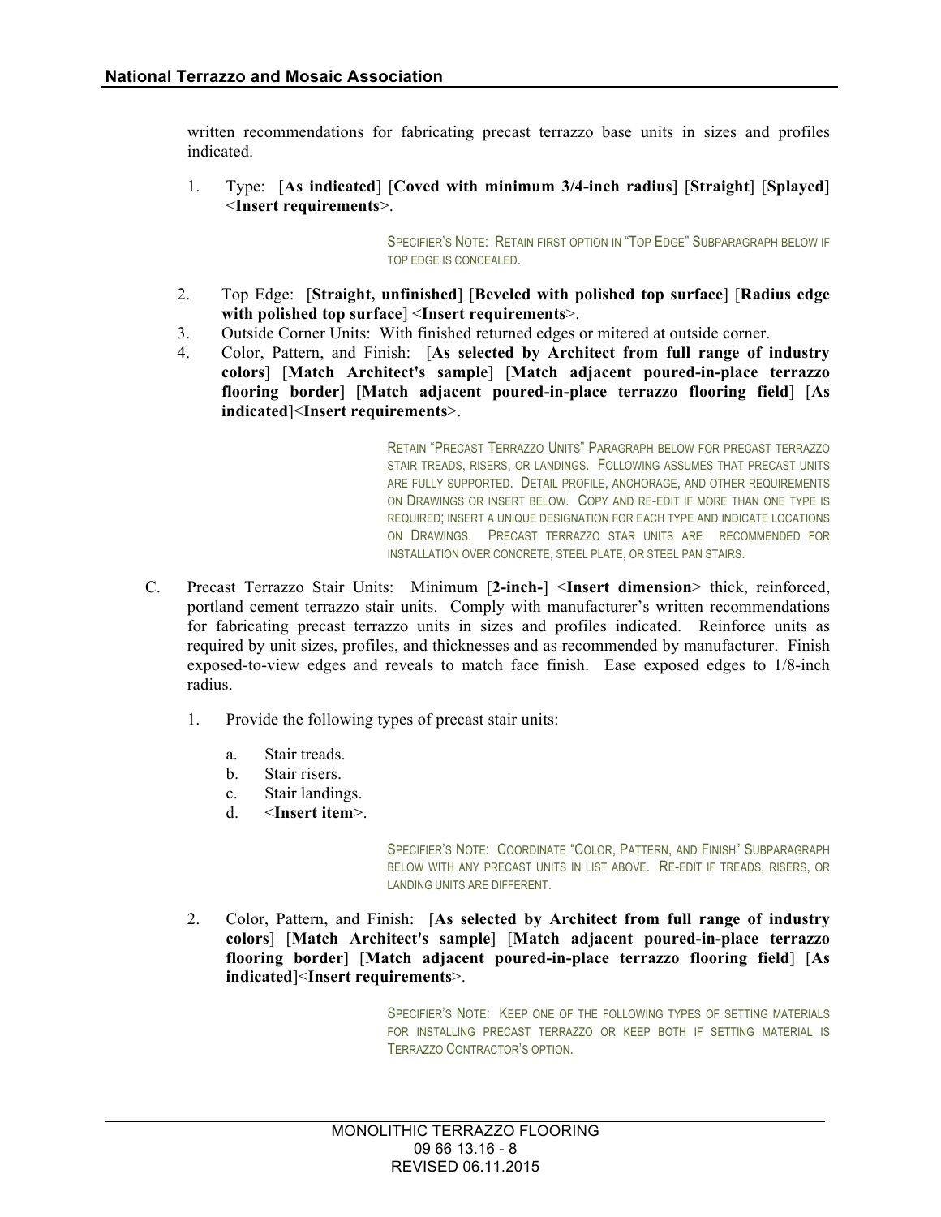written recommendations for fabricating precast terrazzo base units in sizes and profiles indicated.

1. Type: [**As indicated**] [**Coved with minimum 3/4-inch radius**] [**Straight**] [**Splayed**] <**Insert requirements**>.

SPECIFIER'S NOTE: RETAIN FIRST OPTION IN "TOP EDGE" SUBPARAGRAPH BELOW IF TOP EDGE IS CONCEALED.

2. Top Edge: [**Straight, unfinished**] [**Beveled with polished top surface**] [**Radius edge with polished top surface**] <**Insert requirements**>.
3. Outside Corner Units: With finished returned edges or mitered at outside corner.
4. Color, Pattern, and Finish: [**As selected by Architect from full range of industry colors**] [**Match Architect's sample**] [**Match adjacent poured-in-place terrazzo flooring border**] [**Match adjacent poured-in-place terrazzo flooring field**] [**As indicated**]<**Insert requirements**>.

RETAIN "PRECAST TERRAZZO UNITS" PARAGRAPH BELOW FOR PRECAST TERRAZZO STAIR TREADS, RISERS, OR LANDINGS. FOLLOWING ASSUMES THAT PRECAST UNITS ARE FULLY SUPPORTED. DETAIL PROFILE, ANCHORAGE, AND OTHER REQUIREMENTS ON DRAWINGS OR INSERT BELOW. COPY AND RE-EDIT IF MORE THAN ONE TYPE IS REQUIRED; INSERT A UNIQUE DESIGNATION FOR EACH TYPE AND INDICATE LOCATIONS ON DRAWINGS. PRECAST TERRAZZO STAR UNITS ARE RECOMMENDED FOR INSTALLATION OVER CONCRETE, STEEL PLATE, OR STEEL PAN STAIRS.

C. Precast Terrazzo Stair Units: Minimum [**2-inch-**] <**Insert dimension**> thick, reinforced, portland cement terrazzo stair units. Comply with manufacturer's written recommendations for fabricating precast terrazzo units in sizes and profiles indicated. Reinforce units as required by unit sizes, profiles, and thicknesses and as recommended by manufacturer. Finish exposed-to-view edges and reveals to match face finish. Ease exposed edges to 1/8-inch radius.

1. Provide the following types of precast stair units:

   a. Stair treads.
   b. Stair risers.
   c. Stair landings.
   d. <**Insert item**>.

SPECIFIER'S NOTE: COORDINATE "COLOR, PATTERN, AND FINISH" SUBPARAGRAPH BELOW WITH ANY PRECAST UNITS IN LIST ABOVE. RE-EDIT IF TREADS, RISERS, OR LANDING UNITS ARE DIFFERENT.

2. Color, Pattern, and Finish: [**As selected by Architect from full range of industry colors**] [**Match Architect's sample**] [**Match adjacent poured-in-place terrazzo flooring border**] [**Match adjacent poured-in-place terrazzo flooring field**] [**As indicated**]<**Insert requirements**>.

SPECIFIER'S NOTE: KEEP ONE OF THE FOLLOWING TYPES OF SETTING MATERIALS FOR INSTALLING PRECAST TERRAZZO OR KEEP BOTH IF SETTING MATERIAL IS TERRAZZO CONTRACTOR'S OPTION.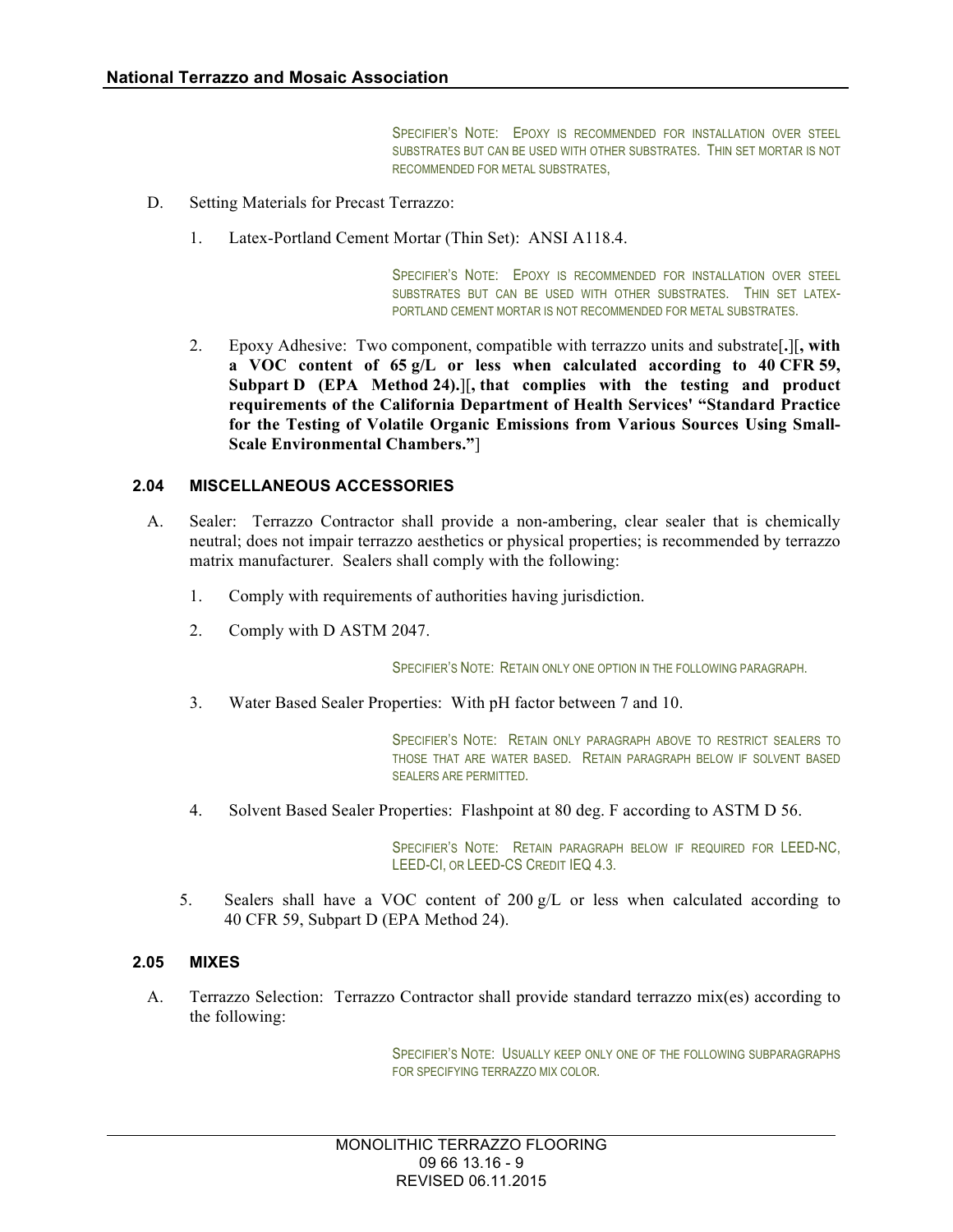SPECIFIER'S NOTE: EPOXY IS RECOMMENDED FOR INSTALLATION OVER STEEL SUBSTRATES BUT CAN BE USED WITH OTHER SUBSTRATES. THIN SET MORTAR IS NOT RECOMMENDED FOR METAL SUBSTRATES,

D. Setting Materials for Precast Terrazzo:

1. Latex-Portland Cement Mortar (Thin Set): ANSI A118.4.

SPECIFIER'S NOTE: EPOXY IS RECOMMENDED FOR INSTALLATION OVER STEEL SUBSTRATES BUT CAN BE USED WITH OTHER SUBSTRATES. THIN SET LATEX-PORTLAND CEMENT MORTAR IS NOT RECOMMENDED FOR METAL SUBSTRATES.

2. Epoxy Adhesive: Two component, compatible with terrazzo units and substrate[**.**][**, with a VOC content of 65 g/L or less when calculated according to 40 CFR 59, Subpart D (EPA Method 24).**][**, that complies with the testing and product requirements of the California Department of Health Services' "Standard Practice for the Testing of Volatile Organic Emissions from Various Sources Using Small-Scale Environmental Chambers."**]

### 2.04 MISCELLANEOUS ACCESSORIES

A. Sealer: Terrazzo Contractor shall provide a non-ambering, clear sealer that is chemically neutral; does not impair terrazzo aesthetics or physical properties; is recommended by terrazzo matrix manufacturer. Sealers shall comply with the following:

1. Comply with requirements of authorities having jurisdiction.

2. Comply with D ASTM 2047.

SPECIFIER'S NOTE: RETAIN ONLY ONE OPTION IN THE FOLLOWING PARAGRAPH.

3. Water Based Sealer Properties: With pH factor between 7 and 10.

SPECIFIER'S NOTE: RETAIN ONLY PARAGRAPH ABOVE TO RESTRICT SEALERS TO THOSE THAT ARE WATER BASED. RETAIN PARAGRAPH BELOW IF SOLVENT BASED SEALERS ARE PERMITTED.

4. Solvent Based Sealer Properties: Flashpoint at 80 deg. F according to ASTM D 56.

SPECIFIER'S NOTE: RETAIN PARAGRAPH BELOW IF REQUIRED FOR LEED-NC, LEED-CI, OR LEED-CS CREDIT IEQ 4.3.

5. Sealers shall have a VOC content of 200 g/L or less when calculated according to 40 CFR 59, Subpart D (EPA Method 24).

### 2.05 MIXES

A. Terrazzo Selection: Terrazzo Contractor shall provide standard terrazzo mix(es) according to the following:

SPECIFIER'S NOTE: USUALLY KEEP ONLY ONE OF THE FOLLOWING SUBPARAGRAPHS FOR SPECIFYING TERRAZZO MIX COLOR.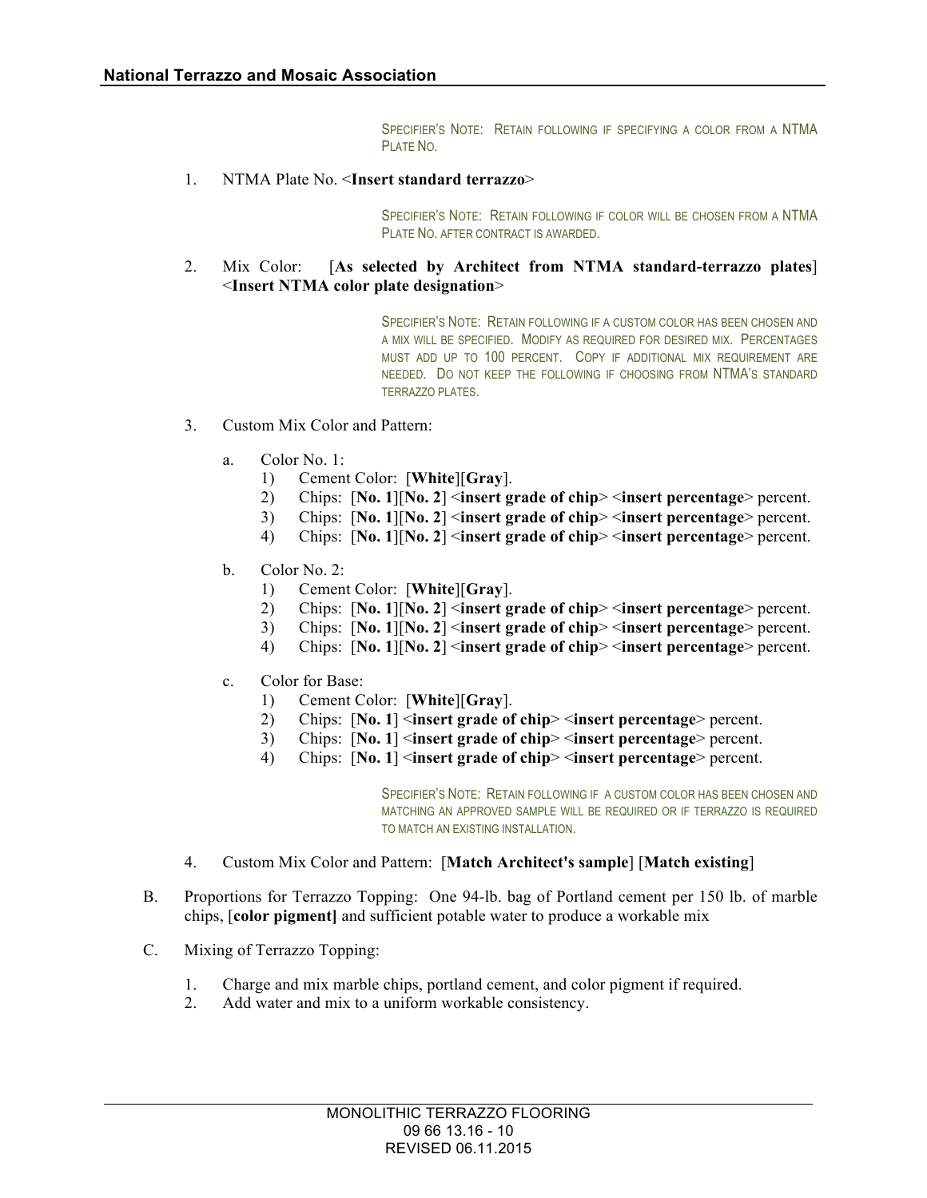SPECIFIER'S NOTE: RETAIN FOLLOWING IF SPECIFYING A COLOR FROM A NTMA PLATE NO.

1. NTMA Plate No. <**Insert standard terrazzo**>

SPECIFIER'S NOTE: RETAIN FOLLOWING IF COLOR WILL BE CHOSEN FROM A NTMA PLATE NO. AFTER CONTRACT IS AWARDED.

2. Mix Color: [**As selected by Architect from NTMA standard-terrazzo plates**] <**Insert NTMA color plate designation**>

SPECIFIER'S NOTE: RETAIN FOLLOWING IF A CUSTOM COLOR HAS BEEN CHOSEN AND A MIX WILL BE SPECIFIED. MODIFY AS REQUIRED FOR DESIRED MIX. PERCENTAGES MUST ADD UP TO 100 PERCENT. COPY IF ADDITIONAL MIX REQUIREMENT ARE NEEDED. DO NOT KEEP THE FOLLOWING IF CHOOSING FROM NTMA'S STANDARD TERRAZZO PLATES.

3. Custom Mix Color and Pattern:

   a. Color No. 1:
      1) Cement Color: [**White**][**Gray**].
      2) Chips: [**No. 1**][**No. 2**] <**insert grade of chip**> <**insert percentage**> percent.
      3) Chips: [**No. 1**][**No. 2**] <**insert grade of chip**> <**insert percentage**> percent.
      4) Chips: [**No. 1**][**No. 2**] <**insert grade of chip**> <**insert percentage**> percent.

   b. Color No. 2:
      1) Cement Color: [**White**][**Gray**].
      2) Chips: [**No. 1**][**No. 2**] <**insert grade of chip**> <**insert percentage**> percent.
      3) Chips: [**No. 1**][**No. 2**] <**insert grade of chip**> <**insert percentage**> percent.
      4) Chips: [**No. 1**][**No. 2**] <**insert grade of chip**> <**insert percentage**> percent.

   c. Color for Base:
      1) Cement Color: [**White**][**Gray**].
      2) Chips: [**No. 1**] <**insert grade of chip**> <**insert percentage**> percent.
      3) Chips: [**No. 1**] <**insert grade of chip**> <**insert percentage**> percent.
      4) Chips: [**No. 1**] <**insert grade of chip**> <**insert percentage**> percent.

SPECIFIER'S NOTE: RETAIN FOLLOWING IF A CUSTOM COLOR HAS BEEN CHOSEN AND MATCHING AN APPROVED SAMPLE WILL BE REQUIRED OR IF TERRAZZO IS REQUIRED TO MATCH AN EXISTING INSTALLATION.

4. Custom Mix Color and Pattern: [**Match Architect's sample**] [**Match existing**]

B. Proportions for Terrazzo Topping: One 94-lb. bag of Portland cement per 150 lb. of marble chips, [**color pigment]** and sufficient potable water to produce a workable mix

C. Mixing of Terrazzo Topping:

1. Charge and mix marble chips, portland cement, and color pigment if required.
2. Add water and mix to a uniform workable consistency.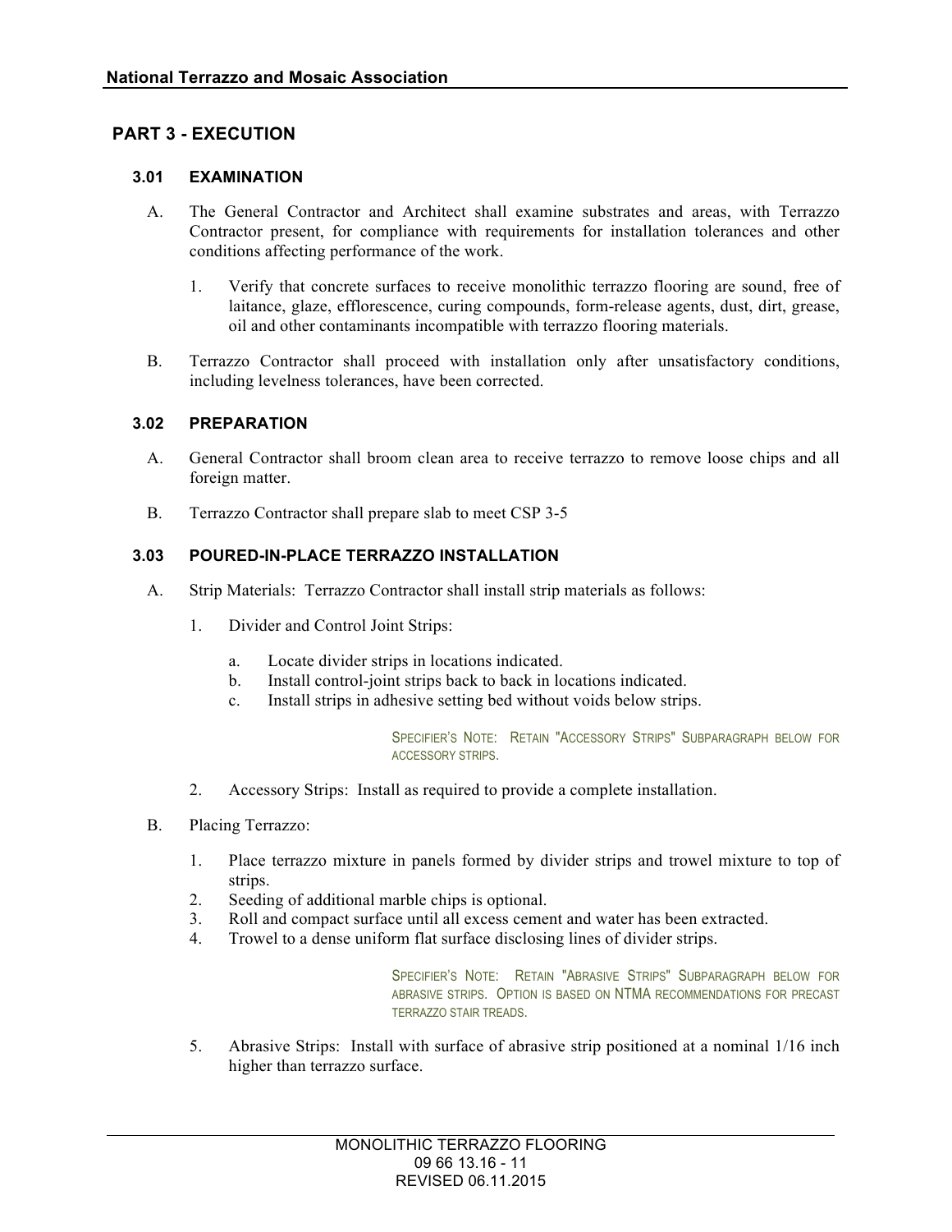## PART 3 - EXECUTION

### 3.01 EXAMINATION

A. The General Contractor and Architect shall examine substrates and areas, with Terrazzo Contractor present, for compliance with requirements for installation tolerances and other conditions affecting performance of the work.

   1. Verify that concrete surfaces to receive monolithic terrazzo flooring are sound, free of laitance, glaze, efflorescence, curing compounds, form-release agents, dust, dirt, grease, oil and other contaminants incompatible with terrazzo flooring materials.

B. Terrazzo Contractor shall proceed with installation only after unsatisfactory conditions, including levelness tolerances, have been corrected.

### 3.02 PREPARATION

A. General Contractor shall broom clean area to receive terrazzo to remove loose chips and all foreign matter.

B. Terrazzo Contractor shall prepare slab to meet CSP 3-5

### 3.03 POURED-IN-PLACE TERRAZZO INSTALLATION

A. Strip Materials: Terrazzo Contractor shall install strip materials as follows:

   1. Divider and Control Joint Strips:

      a. Locate divider strips in locations indicated.
      b. Install control-joint strips back to back in locations indicated.
      c. Install strips in adhesive setting bed without voids below strips.

      SPECIFIER'S NOTE: RETAIN "ACCESSORY STRIPS" SUBPARAGRAPH BELOW FOR ACCESSORY STRIPS.

   2. Accessory Strips: Install as required to provide a complete installation.

B. Placing Terrazzo:

   1. Place terrazzo mixture in panels formed by divider strips and trowel mixture to top of strips.
   2. Seeding of additional marble chips is optional.
   3. Roll and compact surface until all excess cement and water has been extracted.
   4. Trowel to a dense uniform flat surface disclosing lines of divider strips.

      SPECIFIER'S NOTE: RETAIN "ABRASIVE STRIPS" SUBPARAGRAPH BELOW FOR ABRASIVE STRIPS. OPTION IS BASED ON NTMA RECOMMENDATIONS FOR PRECAST TERRAZZO STAIR TREADS.

   5. Abrasive Strips: Install with surface of abrasive strip positioned at a nominal 1/16 inch higher than terrazzo surface.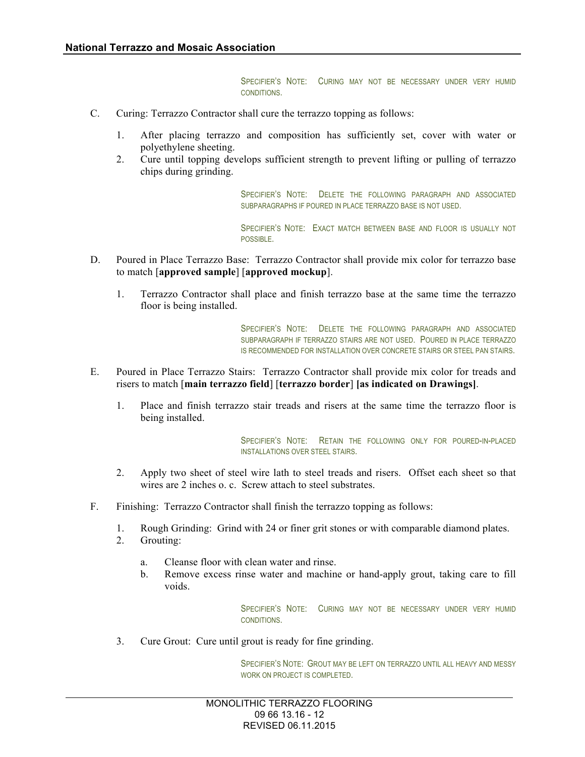SPECIFIER'S NOTE: CURING MAY NOT BE NECESSARY UNDER VERY HUMID CONDITIONS.

C. Curing: Terrazzo Contractor shall cure the terrazzo topping as follows:

1. After placing terrazzo and composition has sufficiently set, cover with water or polyethylene sheeting.
2. Cure until topping develops sufficient strength to prevent lifting or pulling of terrazzo chips during grinding.

SPECIFIER'S NOTE: DELETE THE FOLLOWING PARAGRAPH AND ASSOCIATED SUBPARAGRAPHS IF POURED IN PLACE TERRAZZO BASE IS NOT USED.

SPECIFIER'S NOTE: EXACT MATCH BETWEEN BASE AND FLOOR IS USUALLY NOT POSSIBLE.

D. Poured in Place Terrazzo Base: Terrazzo Contractor shall provide mix color for terrazzo base to match [**approved sample**] [**approved mockup**].

1. Terrazzo Contractor shall place and finish terrazzo base at the same time the terrazzo floor is being installed.

SPECIFIER'S NOTE: DELETE THE FOLLOWING PARAGRAPH AND ASSOCIATED SUBPARAGRAPH IF TERRAZZO STAIRS ARE NOT USED. POURED IN PLACE TERRAZZO IS RECOMMENDED FOR INSTALLATION OVER CONCRETE STAIRS OR STEEL PAN STAIRS.

E. Poured in Place Terrazzo Stairs: Terrazzo Contractor shall provide mix color for treads and risers to match [**main terrazzo field**] [**terrazzo border**] **[as indicated on Drawings]**.

1. Place and finish terrazzo stair treads and risers at the same time the terrazzo floor is being installed.

SPECIFIER'S NOTE: RETAIN THE FOLLOWING ONLY FOR POURED-IN-PLACED INSTALLATIONS OVER STEEL STAIRS.

2. Apply two sheet of steel wire lath to steel treads and risers. Offset each sheet so that wires are 2 inches o. c. Screw attach to steel substrates.

F. Finishing: Terrazzo Contractor shall finish the terrazzo topping as follows:

1. Rough Grinding: Grind with 24 or finer grit stones or with comparable diamond plates.
2. Grouting:
   a. Cleanse floor with clean water and rinse.
   b. Remove excess rinse water and machine or hand-apply grout, taking care to fill voids.

SPECIFIER'S NOTE: CURING MAY NOT BE NECESSARY UNDER VERY HUMID CONDITIONS.

3. Cure Grout: Cure until grout is ready for fine grinding.

SPECIFIER'S NOTE: GROUT MAY BE LEFT ON TERRAZZO UNTIL ALL HEAVY AND MESSY WORK ON PROJECT IS COMPLETED.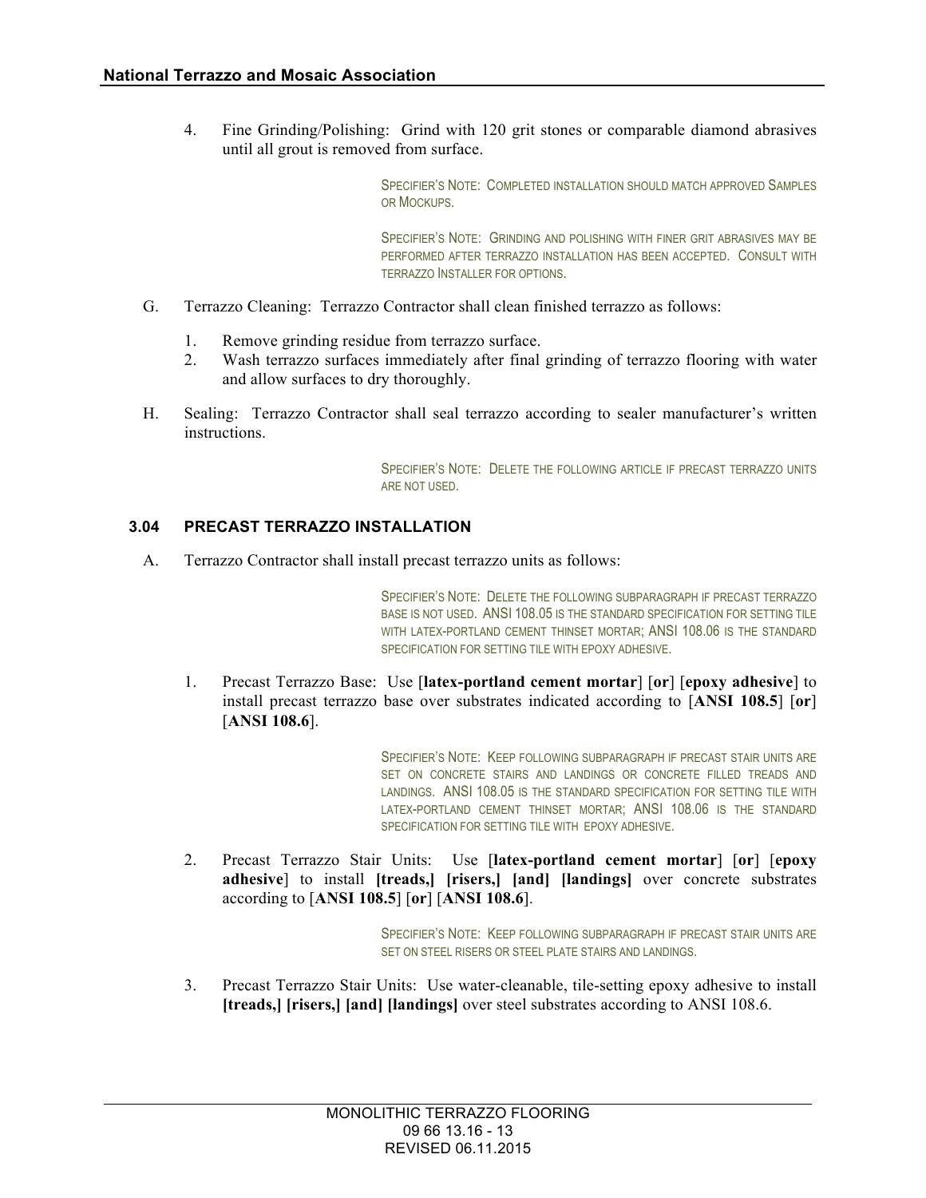4. Fine Grinding/Polishing: Grind with 120 grit stones or comparable diamond abrasives until all grout is removed from surface.

SPECIFIER'S NOTE: COMPLETED INSTALLATION SHOULD MATCH APPROVED SAMPLES OR MOCKUPS.

SPECIFIER'S NOTE: GRINDING AND POLISHING WITH FINER GRIT ABRASIVES MAY BE PERFORMED AFTER TERRAZZO INSTALLATION HAS BEEN ACCEPTED. CONSULT WITH TERRAZZO INSTALLER FOR OPTIONS.

G. Terrazzo Cleaning: Terrazzo Contractor shall clean finished terrazzo as follows:

1. Remove grinding residue from terrazzo surface.
2. Wash terrazzo surfaces immediately after final grinding of terrazzo flooring with water and allow surfaces to dry thoroughly.

H. Sealing: Terrazzo Contractor shall seal terrazzo according to sealer manufacturer's written instructions.

SPECIFIER'S NOTE: DELETE THE FOLLOWING ARTICLE IF PRECAST TERRAZZO UNITS ARE NOT USED.

### 3.04 PRECAST TERRAZZO INSTALLATION

A. Terrazzo Contractor shall install precast terrazzo units as follows:

SPECIFIER'S NOTE: DELETE THE FOLLOWING SUBPARAGRAPH IF PRECAST TERRAZZO BASE IS NOT USED. ANSI 108.05 IS THE STANDARD SPECIFICATION FOR SETTING TILE WITH LATEX-PORTLAND CEMENT THINSET MORTAR; ANSI 108.06 IS THE STANDARD SPECIFICATION FOR SETTING TILE WITH EPOXY ADHESIVE.

1. Precast Terrazzo Base: Use [**latex-portland cement mortar**] [**or**] [**epoxy adhesive**] to install precast terrazzo base over substrates indicated according to [**ANSI 108.5**] [**or**] [**ANSI 108.6**].

SPECIFIER'S NOTE: KEEP FOLLOWING SUBPARAGRAPH IF PRECAST STAIR UNITS ARE SET ON CONCRETE STAIRS AND LANDINGS OR CONCRETE FILLED TREADS AND LANDINGS. ANSI 108.05 IS THE STANDARD SPECIFICATION FOR SETTING TILE WITH LATEX-PORTLAND CEMENT THINSET MORTAR; ANSI 108.06 IS THE STANDARD SPECIFICATION FOR SETTING TILE WITH EPOXY ADHESIVE.

2. Precast Terrazzo Stair Units: Use [**latex-portland cement mortar**] [**or**] [**epoxy adhesive**] to install **[treads,] [risers,] [and] [landings]** over concrete substrates according to [**ANSI 108.5**] [**or**] [**ANSI 108.6**].

SPECIFIER'S NOTE: KEEP FOLLOWING SUBPARAGRAPH IF PRECAST STAIR UNITS ARE SET ON STEEL RISERS OR STEEL PLATE STAIRS AND LANDINGS.

3. Precast Terrazzo Stair Units: Use water-cleanable, tile-setting epoxy adhesive to install **[treads,] [risers,] [and] [landings]** over steel substrates according to ANSI 108.6.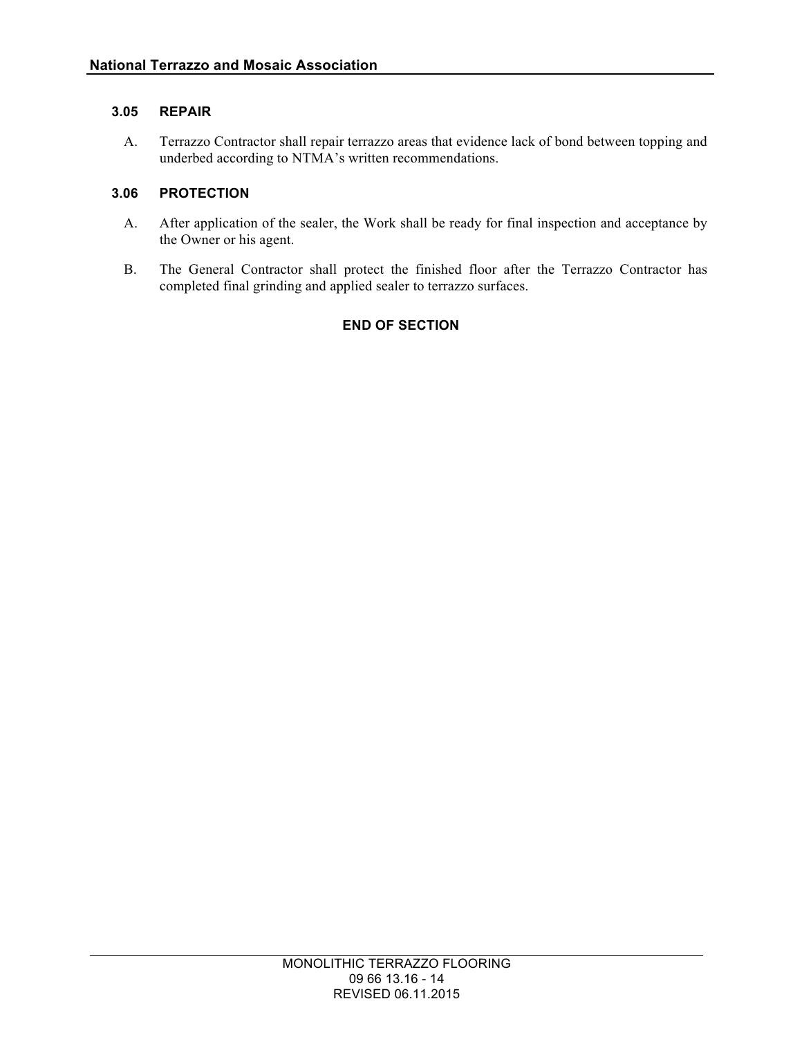### 3.05 REPAIR

A. Terrazzo Contractor shall repair terrazzo areas that evidence lack of bond between topping and underbed according to NTMA's written recommendations.

### 3.06 PROTECTION

A. After application of the sealer, the Work shall be ready for final inspection and acceptance by the Owner or his agent.

B. The General Contractor shall protect the finished floor after the Terrazzo Contractor has completed final grinding and applied sealer to terrazzo surfaces.

**END OF SECTION**